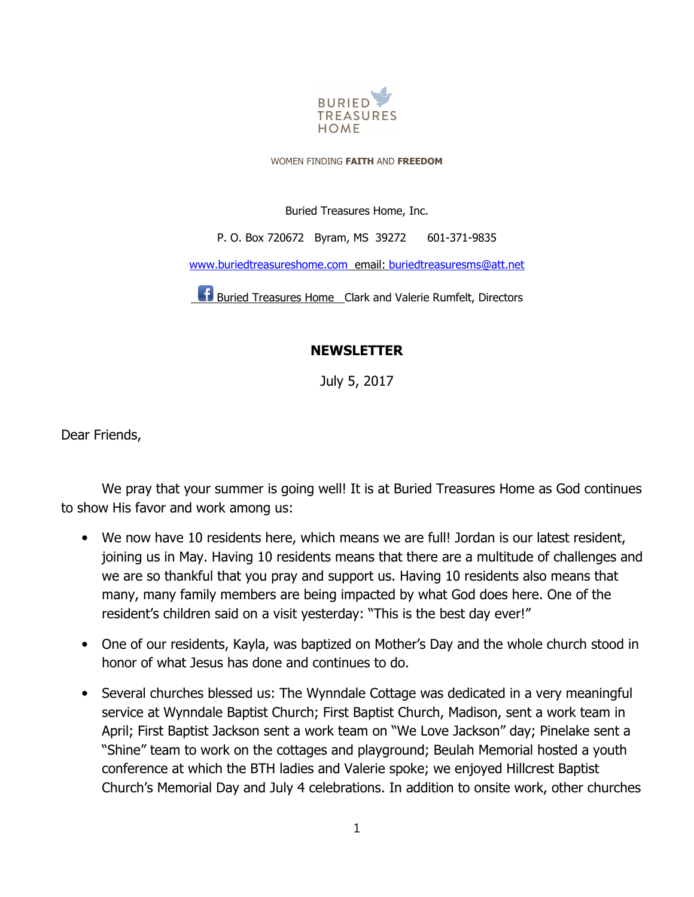BURIED TREASURES HOME

WOMEN FINDING **FAITH** AND **FREEDOM**

Buried Treasures Home, Inc.

P. O. Box 720672 Byram, MS 39272 601-371-9835

www.buriedtreasureshome.com email: buriedtreasuresms@att.net

Buried Treasures Home Clark and Valerie Rumfelt, Directors

## NEWSLETTER

July 5, 2017

Dear Friends,

We pray that your summer is going well! It is at Buried Treasures Home as God continues to show His favor and work among us:

- We now have 10 residents here, which means we are full! Jordan is our latest resident, joining us in May. Having 10 residents means that there are a multitude of challenges and we are so thankful that you pray and support us. Having 10 residents also means that many, many family members are being impacted by what God does here. One of the resident's children said on a visit yesterday: "This is the best day ever!"

- One of our residents, Kayla, was baptized on Mother's Day and the whole church stood in honor of what Jesus has done and continues to do.

- Several churches blessed us: The Wynndale Cottage was dedicated in a very meaningful service at Wynndale Baptist Church; First Baptist Church, Madison, sent a work team in April; First Baptist Jackson sent a work team on "We Love Jackson" day; Pinelake sent a "Shine" team to work on the cottages and playground; Beulah Memorial hosted a youth conference at which the BTH ladies and Valerie spoke; we enjoyed Hillcrest Baptist Church's Memorial Day and July 4 celebrations. In addition to onsite work, other churches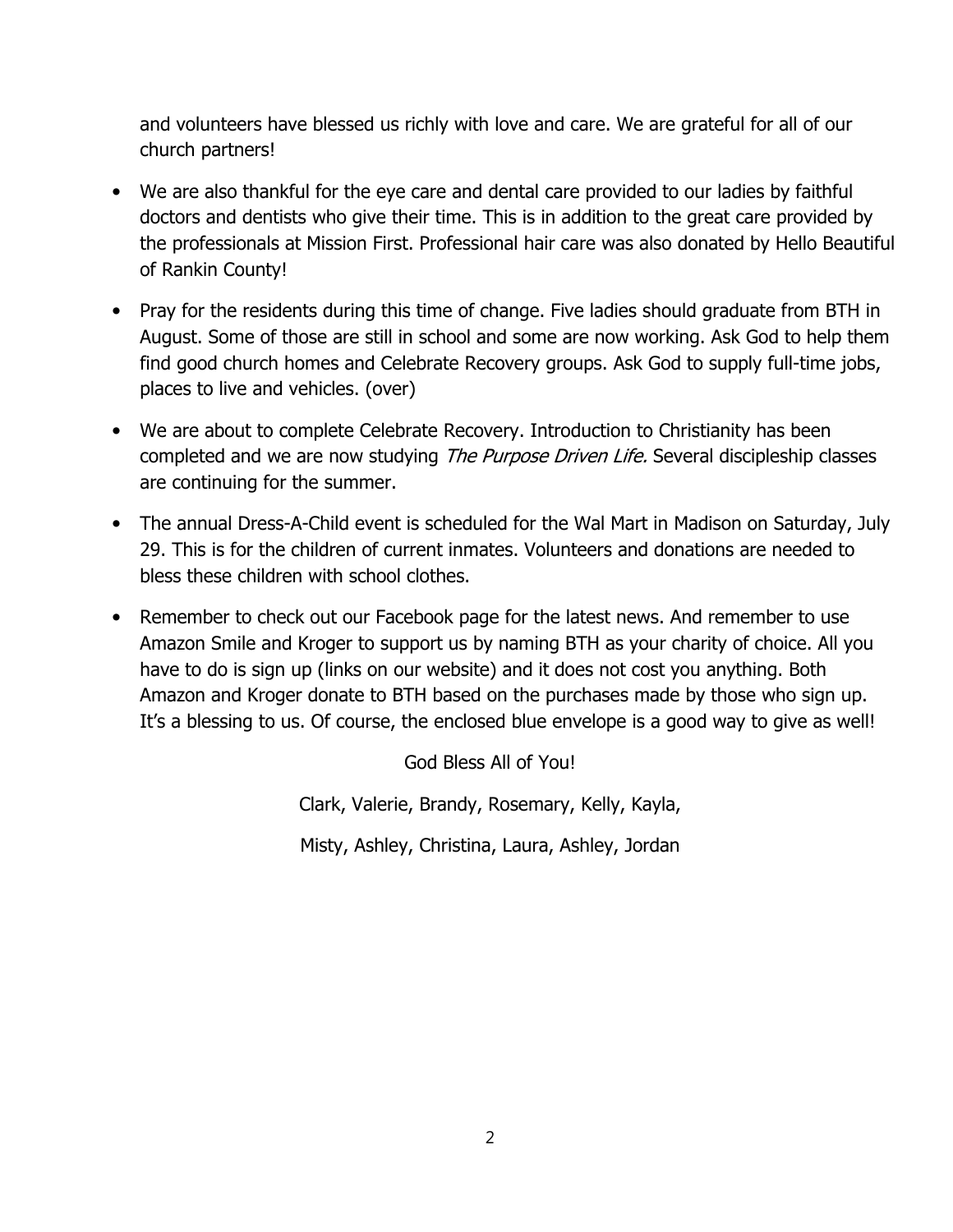and volunteers have blessed us richly with love and care. We are grateful for all of our church partners!

- We are also thankful for the eye care and dental care provided to our ladies by faithful doctors and dentists who give their time. This is in addition to the great care provided by the professionals at Mission First. Professional hair care was also donated by Hello Beautiful of Rankin County!
- Pray for the residents during this time of change. Five ladies should graduate from BTH in August. Some of those are still in school and some are now working. Ask God to help them find good church homes and Celebrate Recovery groups. Ask God to supply full-time jobs, places to live and vehicles. (over)
- We are about to complete Celebrate Recovery. Introduction to Christianity has been completed and we are now studying *The Purpose Driven Life.* Several discipleship classes are continuing for the summer.
- The annual Dress-A-Child event is scheduled for the Wal Mart in Madison on Saturday, July 29. This is for the children of current inmates. Volunteers and donations are needed to bless these children with school clothes.
- Remember to check out our Facebook page for the latest news. And remember to use Amazon Smile and Kroger to support us by naming BTH as your charity of choice. All you have to do is sign up (links on our website) and it does not cost you anything. Both Amazon and Kroger donate to BTH based on the purchases made by those who sign up. It's a blessing to us. Of course, the enclosed blue envelope is a good way to give as well!

God Bless All of You!

Clark, Valerie, Brandy, Rosemary, Kelly, Kayla,

Misty, Ashley, Christina, Laura, Ashley, Jordan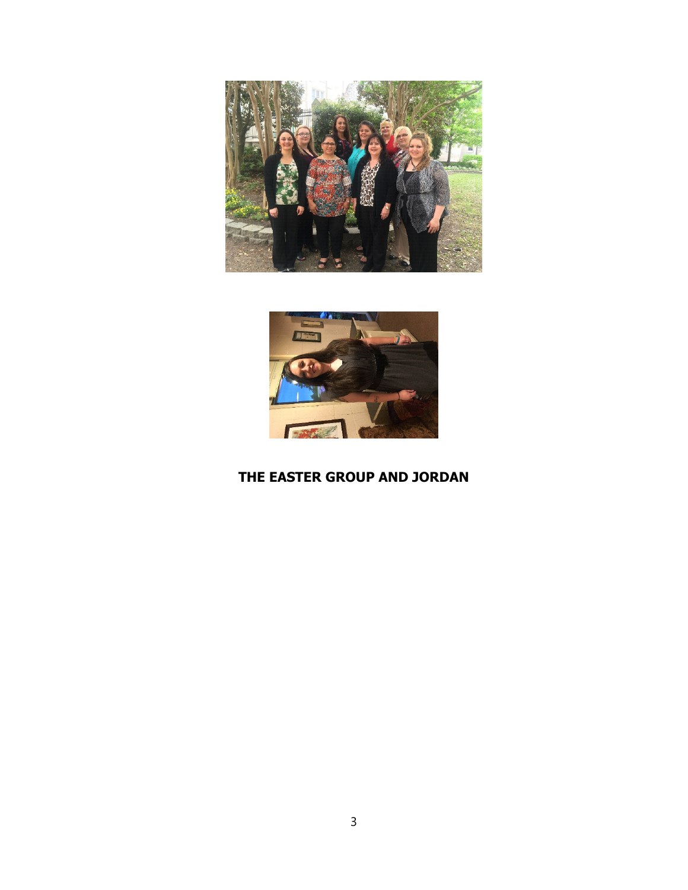**THE EASTER GROUP AND JORDAN**